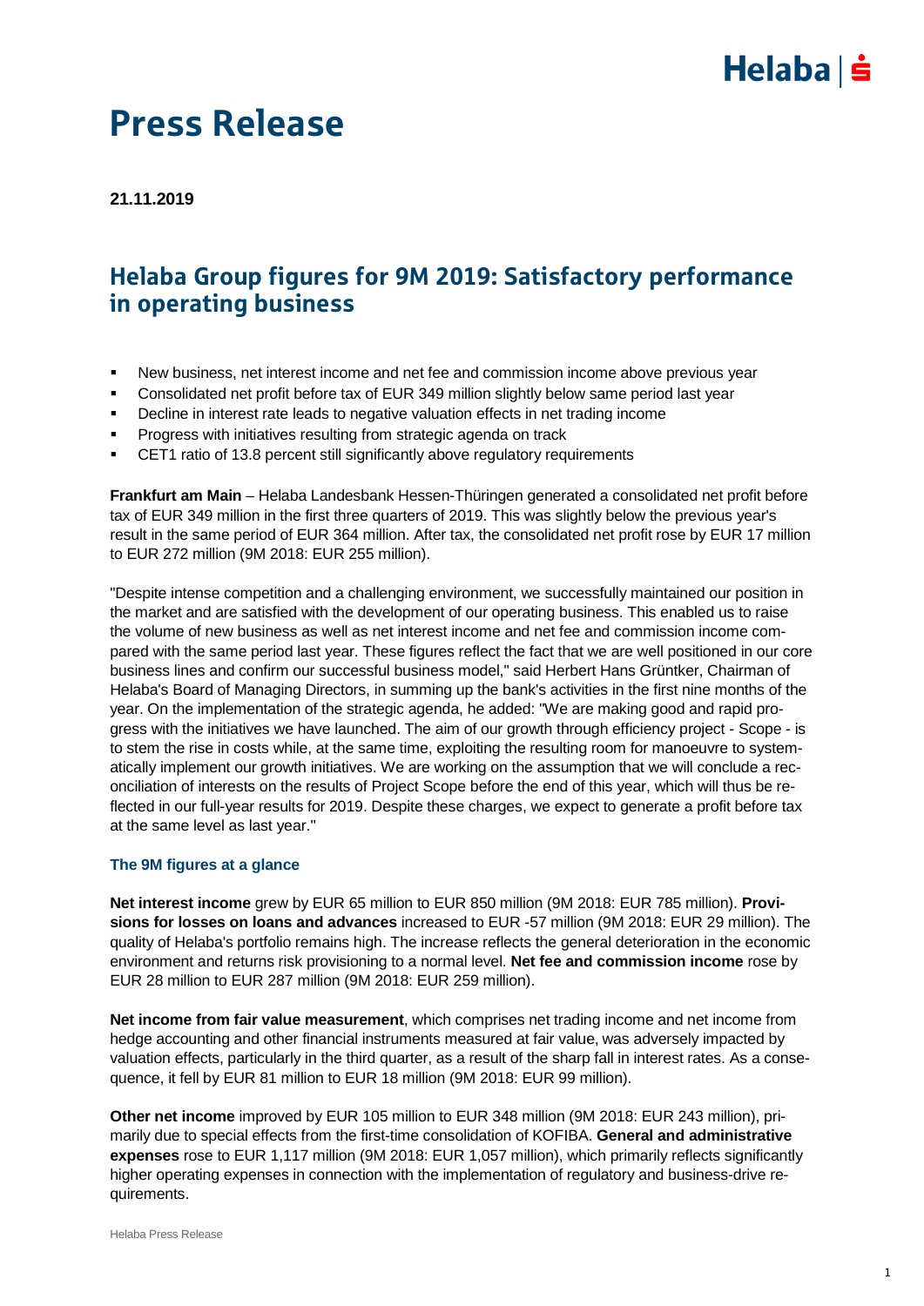# Press Release

**21.11.2019**

## Helaba Group figures for 9M 2019: Satisfactory performance in operating business

- New business, net interest income and net fee and commission income above previous year
- Consolidated net profit before tax of EUR 349 million slightly below same period last year
- Decline in interest rate leads to negative valuation effects in net trading income
- Progress with initiatives resulting from strategic agenda on track
- CET1 ratio of 13.8 percent still significantly above regulatory requirements

**Frankfurt am Main** – Helaba Landesbank Hessen-Thüringen generated a consolidated net profit before tax of EUR 349 million in the first three quarters of 2019. This was slightly below the previous year's result in the same period of EUR 364 million. After tax, the consolidated net profit rose by EUR 17 million to EUR 272 million (9M 2018: EUR 255 million).

"Despite intense competition and a challenging environment, we successfully maintained our position in the market and are satisfied with the development of our operating business. This enabled us to raise the volume of new business as well as net interest income and net fee and commission income compared with the same period last year. These figures reflect the fact that we are well positioned in our core business lines and confirm our successful business model," said Herbert Hans Grüntker, Chairman of Helaba's Board of Managing Directors, in summing up the bank's activities in the first nine months of the year. On the implementation of the strategic agenda, he added: "We are making good and rapid progress with the initiatives we have launched. The aim of our growth through efficiency project - Scope - is to stem the rise in costs while, at the same time, exploiting the resulting room for manoeuvre to systematically implement our growth initiatives. We are working on the assumption that we will conclude a reconciliation of interests on the results of Project Scope before the end of this year, which will thus be reflected in our full-year results for 2019. Despite these charges, we expect to generate a profit before tax at the same level as last year."

### The 9M figures at a glance

**Net interest income** grew by EUR 65 million to EUR 850 million (9M 2018: EUR 785 million). **Provisions for losses on loans and advances** increased to EUR -57 million (9M 2018: EUR 29 million). The quality of Helaba's portfolio remains high. The increase reflects the general deterioration in the economic environment and returns risk provisioning to a normal level. **Net fee and commission income** rose by EUR 28 million to EUR 287 million (9M 2018: EUR 259 million).

**Net income from fair value measurement**, which comprises net trading income and net income from hedge accounting and other financial instruments measured at fair value, was adversely impacted by valuation effects, particularly in the third quarter, as a result of the sharp fall in interest rates. As a consequence, it fell by EUR 81 million to EUR 18 million (9M 2018: EUR 99 million).

**Other net income** improved by EUR 105 million to EUR 348 million (9M 2018: EUR 243 million), primarily due to special effects from the first-time consolidation of KOFIBA. **General and administrative expenses** rose to EUR 1,117 million (9M 2018: EUR 1,057 million), which primarily reflects significantly higher operating expenses in connection with the implementation of regulatory and business-drive requirements.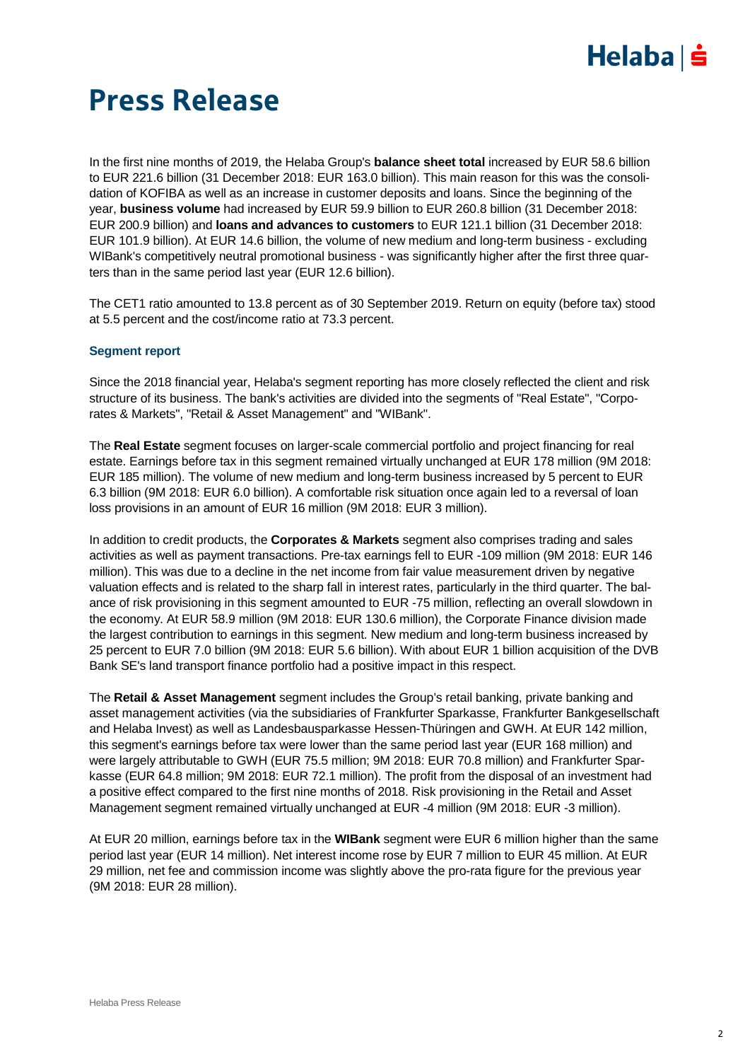# Press Release

In the first nine months of 2019, the Helaba Group's **balance sheet total** increased by EUR 58.6 billion to EUR 221.6 billion (31 December 2018: EUR 163.0 billion). This main reason for this was the consolidation of KOFIBA as well as an increase in customer deposits and loans. Since the beginning of the year, **business volume** had increased by EUR 59.9 billion to EUR 260.8 billion (31 December 2018: EUR 200.9 billion) and **loans and advances to customers** to EUR 121.1 billion (31 December 2018: EUR 101.9 billion). At EUR 14.6 billion, the volume of new medium and long-term business - excluding WIBank's competitively neutral promotional business - was significantly higher after the first three quarters than in the same period last year (EUR 12.6 billion).

The CET1 ratio amounted to 13.8 percent as of 30 September 2019. Return on equity (before tax) stood at 5.5 percent and the cost/income ratio at 73.3 percent.

### Segment report

Since the 2018 financial year, Helaba's segment reporting has more closely reflected the client and risk structure of its business. The bank's activities are divided into the segments of "Real Estate", "Corporates & Markets", "Retail & Asset Management" and "WIBank".

The **Real Estate** segment focuses on larger-scale commercial portfolio and project financing for real estate. Earnings before tax in this segment remained virtually unchanged at EUR 178 million (9M 2018: EUR 185 million). The volume of new medium and long-term business increased by 5 percent to EUR 6.3 billion (9M 2018: EUR 6.0 billion). A comfortable risk situation once again led to a reversal of loan loss provisions in an amount of EUR 16 million (9M 2018: EUR 3 million).

In addition to credit products, the **Corporates & Markets** segment also comprises trading and sales activities as well as payment transactions. Pre-tax earnings fell to EUR -109 million (9M 2018: EUR 146 million). This was due to a decline in the net income from fair value measurement driven by negative valuation effects and is related to the sharp fall in interest rates, particularly in the third quarter. The balance of risk provisioning in this segment amounted to EUR -75 million, reflecting an overall slowdown in the economy. At EUR 58.9 million (9M 2018: EUR 130.6 million), the Corporate Finance division made the largest contribution to earnings in this segment. New medium and long-term business increased by 25 percent to EUR 7.0 billion (9M 2018: EUR 5.6 billion). With about EUR 1 billion acquisition of the DVB Bank SE's land transport finance portfolio had a positive impact in this respect.

The **Retail & Asset Management** segment includes the Group's retail banking, private banking and asset management activities (via the subsidiaries of Frankfurter Sparkasse, Frankfurter Bankgesellschaft and Helaba Invest) as well as Landesbausparkasse Hessen-Thüringen and GWH. At EUR 142 million, this segment's earnings before tax were lower than the same period last year (EUR 168 million) and were largely attributable to GWH (EUR 75.5 million; 9M 2018: EUR 70.8 million) and Frankfurter Sparkasse (EUR 64.8 million; 9M 2018: EUR 72.1 million). The profit from the disposal of an investment had a positive effect compared to the first nine months of 2018. Risk provisioning in the Retail and Asset Management segment remained virtually unchanged at EUR -4 million (9M 2018: EUR -3 million).

At EUR 20 million, earnings before tax in the **WIBank** segment were EUR 6 million higher than the same period last year (EUR 14 million). Net interest income rose by EUR 7 million to EUR 45 million. At EUR 29 million, net fee and commission income was slightly above the pro-rata figure for the previous year (9M 2018: EUR 28 million).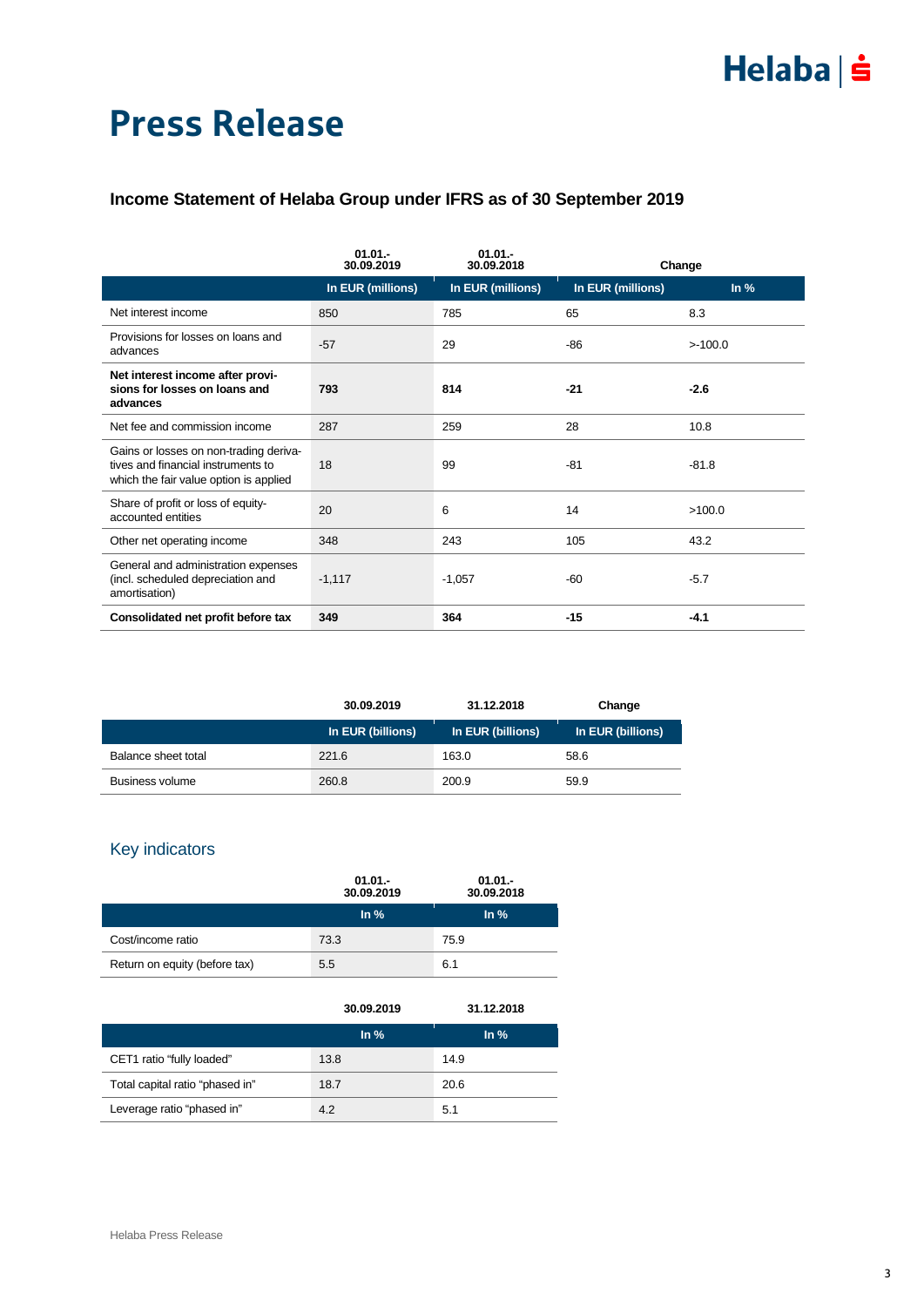# Press Release

### Income Statement of Helaba Group under IFRS as of 30 September 2019

| | 01.01.-30.09.2019 | 01.01.-30.09.2018 | Change | |
|---|---|---|---|---|
| | In EUR (millions) | In EUR (millions) | In EUR (millions) | In % |
| Net interest income | 850 | 785 | 65 | 8.3 |
| Provisions for losses on loans and advances | -57 | 29 | -86 | >-100.0 |
| **Net interest income after provisions for losses on loans and advances** | **793** | **814** | **-21** | **-2.6** |
| Net fee and commission income | 287 | 259 | 28 | 10.8 |
| Gains or losses on non-trading derivatives and financial instruments to which the fair value option is applied | 18 | 99 | -81 | -81.8 |
| Share of profit or loss of equity-accounted entities | 20 | 6 | 14 | >100.0 |
| Other net operating income | 348 | 243 | 105 | 43.2 |
| General and administration expenses (incl. scheduled depreciation and amortisation) | -1,117 | -1,057 | -60 | -5.7 |
| **Consolidated net profit before tax** | **349** | **364** | **-15** | **-4.1** |

| | 30.09.2019 | 31.12.2018 | Change |
|---|---|---|---|
| | In EUR (billions) | In EUR (billions) | In EUR (billions) |
| Balance sheet total | 221.6 | 163.0 | 58.6 |
| Business volume | 260.8 | 200.9 | 59.9 |

## Key indicators

| | 01.01.-30.09.2019 | 01.01.-30.09.2018 |
|---|---|---|
| | In % | In % |
| Cost/income ratio | 73.3 | 75.9 |
| Return on equity (before tax) | 5.5 | 6.1 |

| | 30.09.2019 | 31.12.2018 |
|---|---|---|
| | In % | In % |
| CET1 ratio "fully loaded" | 13.8 | 14.9 |
| Total capital ratio "phased in" | 18.7 | 20.6 |
| Leverage ratio "phased in" | 4.2 | 5.1 |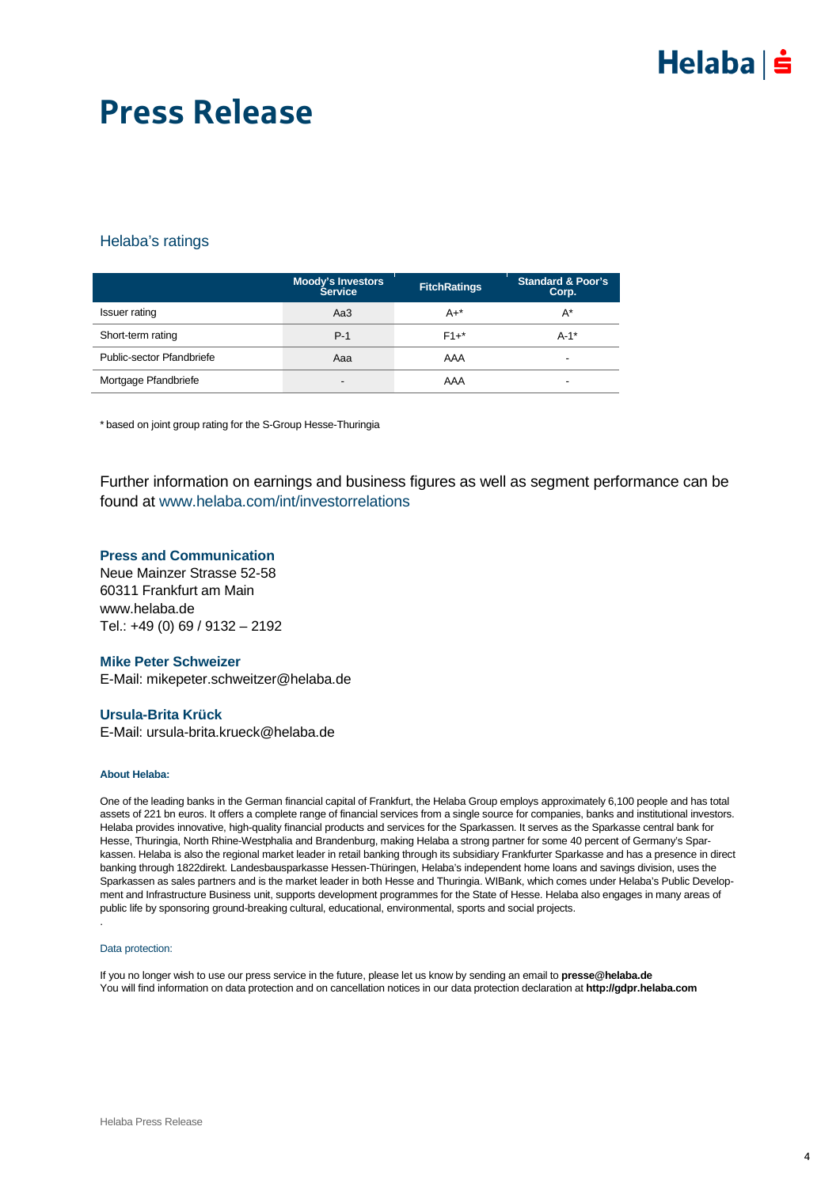# Press Release

## Helaba's ratings

| | Moody's Investors Service | FitchRatings | Standard & Poor's Corp. |
|---|---|---|---|
| Issuer rating | Aa3 | A+* | A* |
| Short-term rating | P-1 | F1+* | A-1* |
| Public-sector Pfandbriefe | Aaa | AAA | - |
| Mortgage Pfandbriefe | - | AAA | - |

* based on joint group rating for the S-Group Hesse-Thuringia

Further information on earnings and business figures as well as segment performance can be found at www.helaba.com/int/investorrelations

**Press and Communication**
Neue Mainzer Strasse 52-58
60311 Frankfurt am Main
www.helaba.de
Tel.: +49 (0) 69 / 9132 – 2192

**Mike Peter Schweizer**
E-Mail: mikepeter.schweitzer@helaba.de

**Ursula-Brita Krück**
E-Mail: ursula-brita.krueck@helaba.de

**About Helaba:**

One of the leading banks in the German financial capital of Frankfurt, the Helaba Group employs approximately 6,100 people and has total assets of 221 bn euros. It offers a complete range of financial services from a single source for companies, banks and institutional investors. Helaba provides innovative, high-quality financial products and services for the Sparkassen. It serves as the Sparkasse central bank for Hesse, Thuringia, North Rhine-Westphalia and Brandenburg, making Helaba a strong partner for some 40 percent of Germany's Sparkassen. Helaba is also the regional market leader in retail banking through its subsidiary Frankfurter Sparkasse and has a presence in direct banking through 1822direkt. Landesbausparkasse Hessen-Thüringen, Helaba's independent home loans and savings division, uses the Sparkassen as sales partners and is the market leader in both Hesse and Thuringia. WIBank, which comes under Helaba's Public Development and Infrastructure Business unit, supports development programmes for the State of Hesse. Helaba also engages in many areas of public life by sponsoring ground-breaking cultural, educational, environmental, sports and social projects.

Data protection:

If you no longer wish to use our press service in the future, please let us know by sending an email to **presse@helaba.de**
You will find information on data protection and on cancellation notices in our data protection declaration at **http://gdpr.helaba.com**